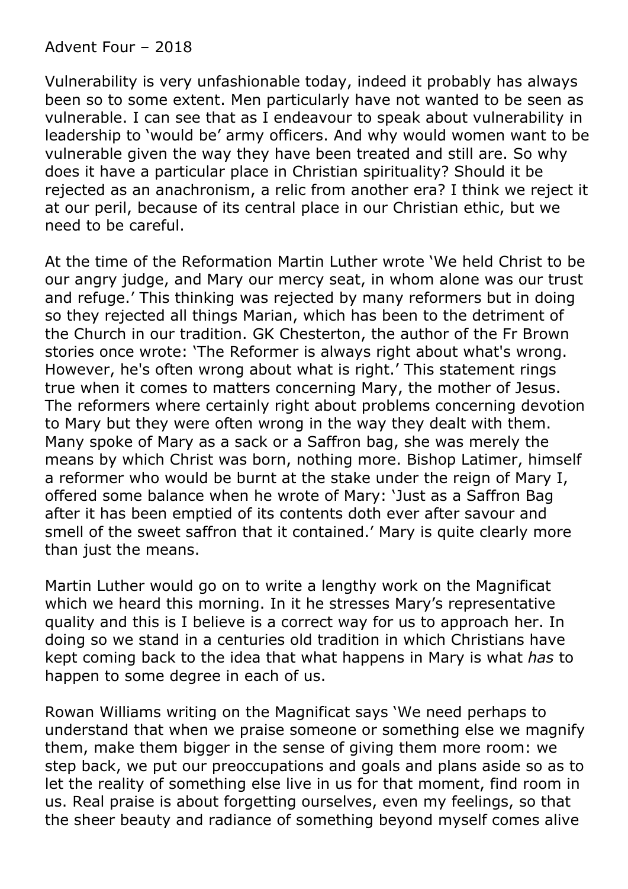Advent Four – 2018

Vulnerability is very unfashionable today, indeed it probably has always been so to some extent. Men particularly have not wanted to be seen as vulnerable. I can see that as I endeavour to speak about vulnerability in leadership to 'would be' army officers. And why would women want to be vulnerable given the way they have been treated and still are. So why does it have a particular place in Christian spirituality? Should it be rejected as an anachronism, a relic from another era? I think we reject it at our peril, because of its central place in our Christian ethic, but we need to be careful.

At the time of the Reformation Martin Luther wrote 'We held Christ to be our angry judge, and Mary our mercy seat, in whom alone was our trust and refuge.' This thinking was rejected by many reformers but in doing so they rejected all things Marian, which has been to the detriment of the Church in our tradition. GK Chesterton, the author of the Fr Brown stories once wrote: 'The Reformer is always right about what's wrong. However, he's often wrong about what is right.' This statement rings true when it comes to matters concerning Mary, the mother of Jesus. The reformers where certainly right about problems concerning devotion to Mary but they were often wrong in the way they dealt with them. Many spoke of Mary as a sack or a Saffron bag, she was merely the means by which Christ was born, nothing more. Bishop Latimer, himself a reformer who would be burnt at the stake under the reign of Mary I, offered some balance when he wrote of Mary: 'Just as a Saffron Bag after it has been emptied of its contents doth ever after savour and smell of the sweet saffron that it contained.' Mary is quite clearly more than just the means.

Martin Luther would go on to write a lengthy work on the Magnificat which we heard this morning. In it he stresses Mary's representative quality and this is I believe is a correct way for us to approach her. In doing so we stand in a centuries old tradition in which Christians have kept coming back to the idea that what happens in Mary is what *has* to happen to some degree in each of us.

Rowan Williams writing on the Magnificat says 'We need perhaps to understand that when we praise someone or something else we magnify them, make them bigger in the sense of giving them more room: we step back, we put our preoccupations and goals and plans aside so as to let the reality of something else live in us for that moment, find room in us. Real praise is about forgetting ourselves, even my feelings, so that the sheer beauty and radiance of something beyond myself comes alive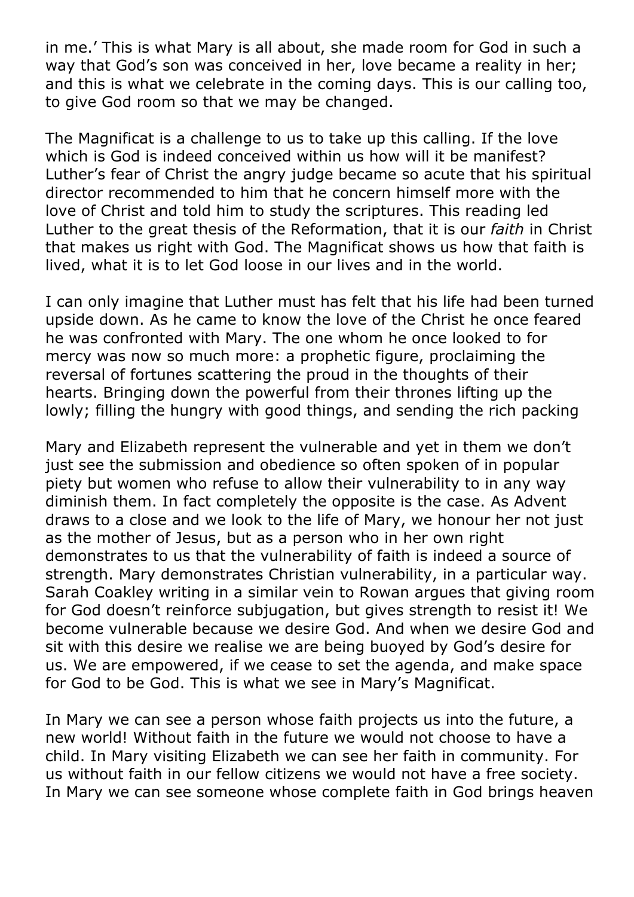in me.' This is what Mary is all about, she made room for God in such a way that God's son was conceived in her, love became a reality in her; and this is what we celebrate in the coming days. This is our calling too, to give God room so that we may be changed.

The Magnificat is a challenge to us to take up this calling. If the love which is God is indeed conceived within us how will it be manifest? Luther's fear of Christ the angry judge became so acute that his spiritual director recommended to him that he concern himself more with the love of Christ and told him to study the scriptures. This reading led Luther to the great thesis of the Reformation, that it is our *faith* in Christ that makes us right with God. The Magnificat shows us how that faith is lived, what it is to let God loose in our lives and in the world.

I can only imagine that Luther must has felt that his life had been turned upside down. As he came to know the love of the Christ he once feared he was confronted with Mary. The one whom he once looked to for mercy was now so much more: a prophetic figure, proclaiming the reversal of fortunes scattering the proud in the thoughts of their hearts. Bringing down the powerful from their thrones lifting up the lowly; filling the hungry with good things, and sending the rich packing

Mary and Elizabeth represent the vulnerable and yet in them we don't just see the submission and obedience so often spoken of in popular piety but women who refuse to allow their vulnerability to in any way diminish them. In fact completely the opposite is the case. As Advent draws to a close and we look to the life of Mary, we honour her not just as the mother of Jesus, but as a person who in her own right demonstrates to us that the vulnerability of faith is indeed a source of strength. Mary demonstrates Christian vulnerability, in a particular way. Sarah Coakley writing in a similar vein to Rowan argues that giving room for God doesn't reinforce subjugation, but gives strength to resist it! We become vulnerable because we desire God. And when we desire God and sit with this desire we realise we are being buoyed by God's desire for us. We are empowered, if we cease to set the agenda, and make space for God to be God. This is what we see in Mary's Magnificat.

In Mary we can see a person whose faith projects us into the future, a new world! Without faith in the future we would not choose to have a child. In Mary visiting Elizabeth we can see her faith in community. For us without faith in our fellow citizens we would not have a free society. In Mary we can see someone whose complete faith in God brings heaven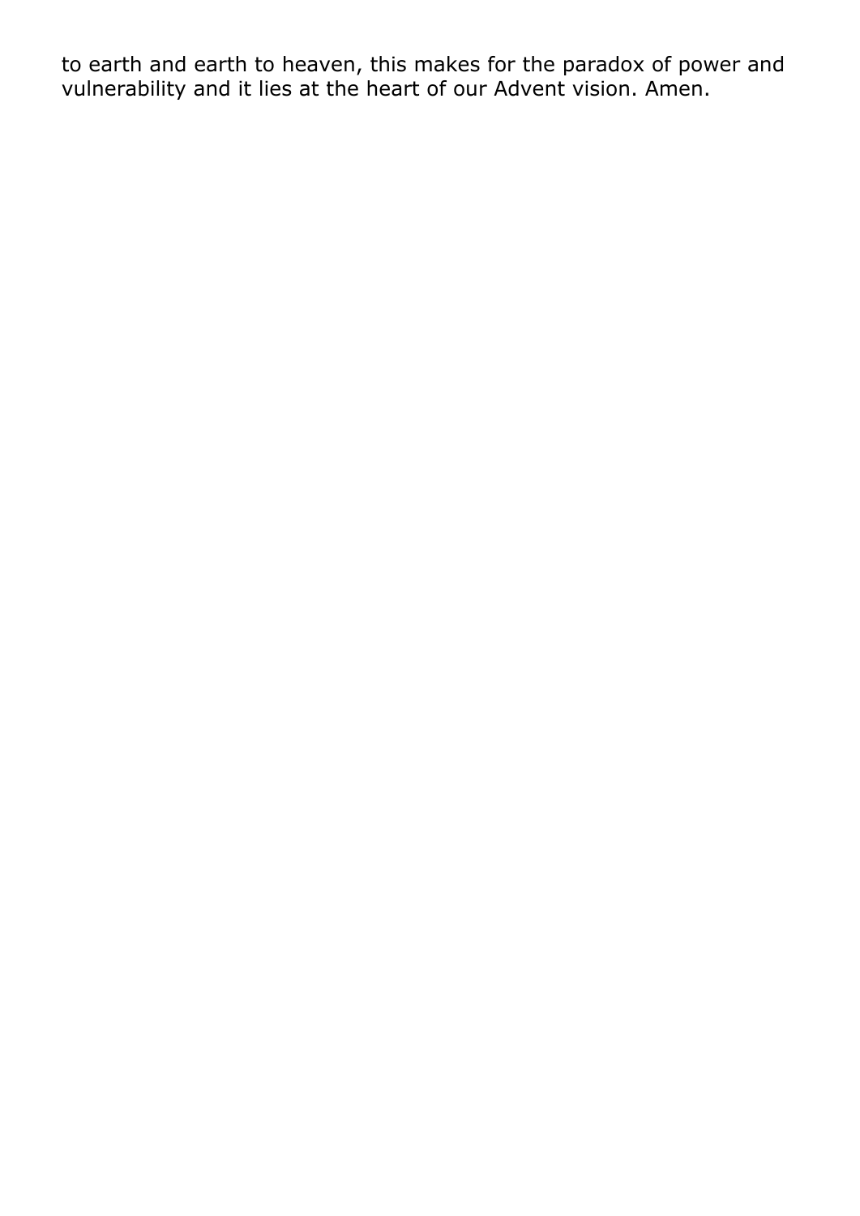to earth and earth to heaven, this makes for the paradox of power and vulnerability and it lies at the heart of our Advent vision. Amen.